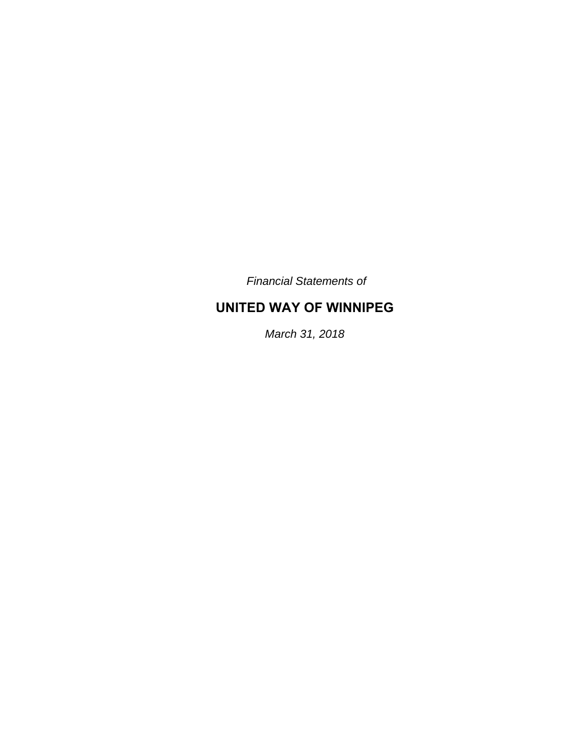*Financial Statements of*

# UNITED WAY OF WINNIPEG

*March 31, 2018*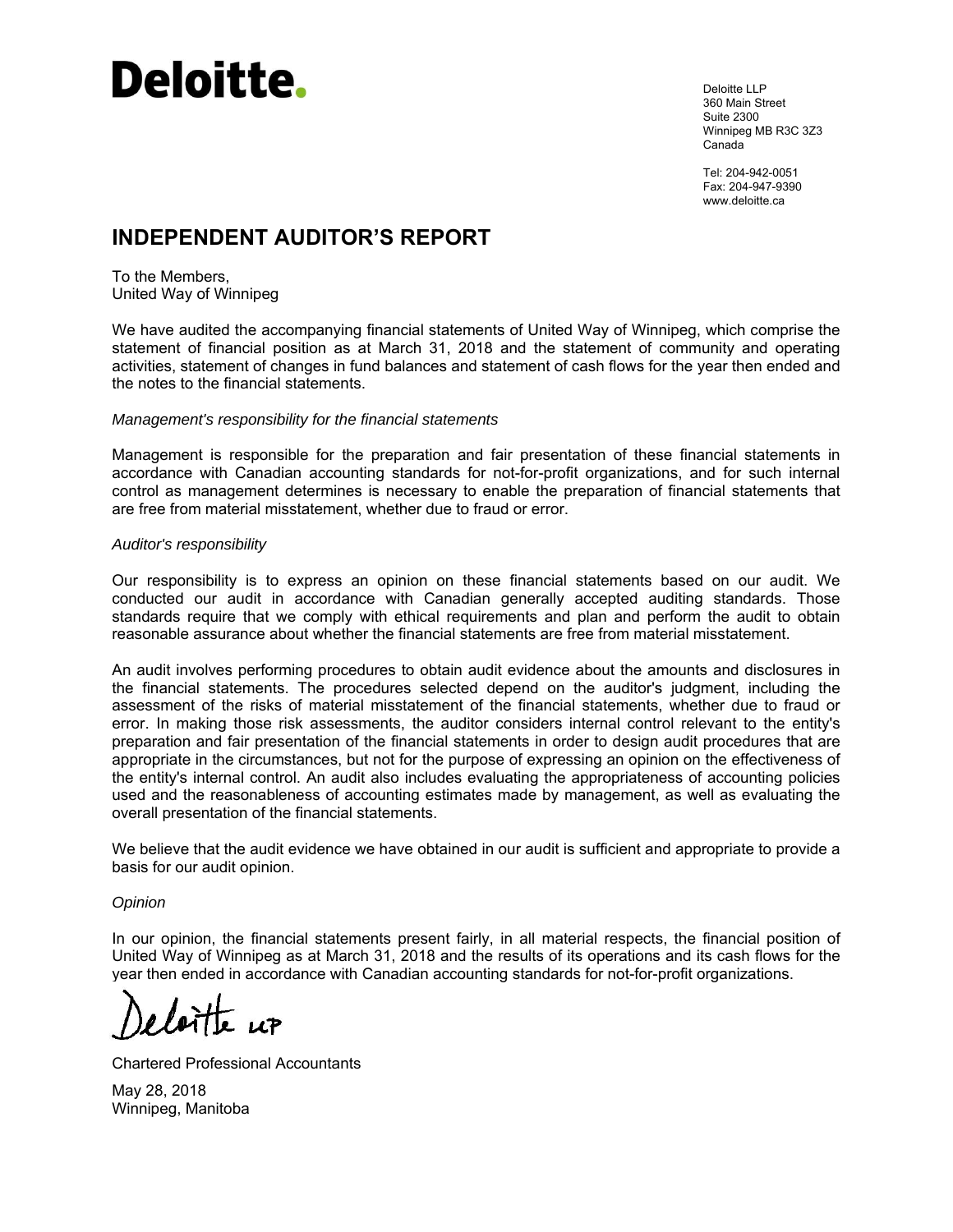# Deloitte.

Deloitte LLP
360 Main Street
Suite 2300
Winnipeg MB R3C 3Z3
Canada

Tel: 204-942-0051
Fax: 204-947-9390
www.deloitte.ca

## INDEPENDENT AUDITOR'S REPORT

To the Members,
United Way of Winnipeg

We have audited the accompanying financial statements of United Way of Winnipeg, which comprise the statement of financial position as at March 31, 2018 and the statement of community and operating activities, statement of changes in fund balances and statement of cash flows for the year then ended and the notes to the financial statements.

*Management's responsibility for the financial statements*

Management is responsible for the preparation and fair presentation of these financial statements in accordance with Canadian accounting standards for not-for-profit organizations, and for such internal control as management determines is necessary to enable the preparation of financial statements that are free from material misstatement, whether due to fraud or error.

*Auditor's responsibility*

Our responsibility is to express an opinion on these financial statements based on our audit. We conducted our audit in accordance with Canadian generally accepted auditing standards. Those standards require that we comply with ethical requirements and plan and perform the audit to obtain reasonable assurance about whether the financial statements are free from material misstatement.

An audit involves performing procedures to obtain audit evidence about the amounts and disclosures in the financial statements. The procedures selected depend on the auditor's judgment, including the assessment of the risks of material misstatement of the financial statements, whether due to fraud or error. In making those risk assessments, the auditor considers internal control relevant to the entity's preparation and fair presentation of the financial statements in order to design audit procedures that are appropriate in the circumstances, but not for the purpose of expressing an opinion on the effectiveness of the entity's internal control. An audit also includes evaluating the appropriateness of accounting policies used and the reasonableness of accounting estimates made by management, as well as evaluating the overall presentation of the financial statements.

We believe that the audit evidence we have obtained in our audit is sufficient and appropriate to provide a basis for our audit opinion.

*Opinion*

In our opinion, the financial statements present fairly, in all material respects, the financial position of United Way of Winnipeg as at March 31, 2018 and the results of its operations and its cash flows for the year then ended in accordance with Canadian accounting standards for not-for-profit organizations.

Deloitte LLP

Chartered Professional Accountants

May 28, 2018
Winnipeg, Manitoba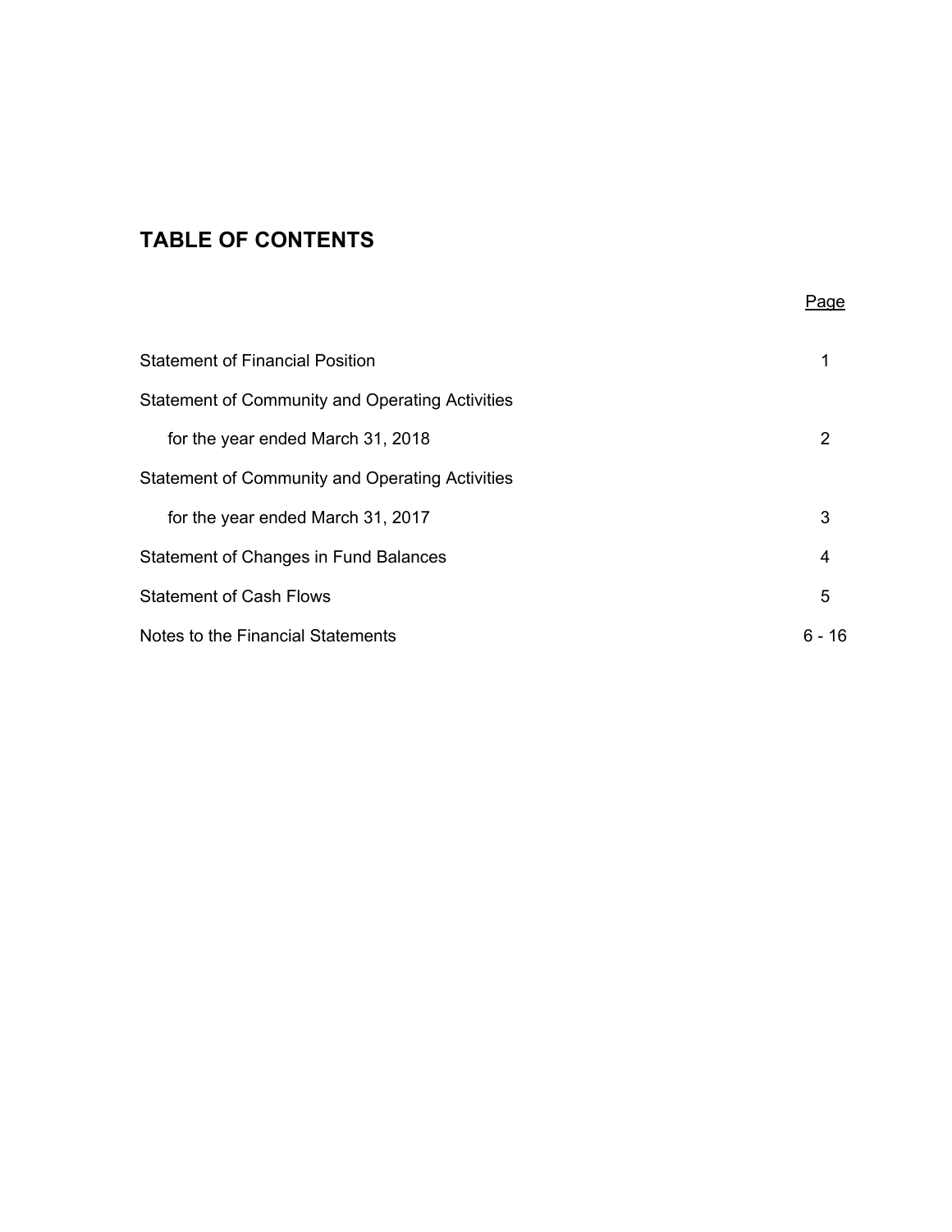## TABLE OF CONTENTS

| | Page |
|---|---|
| Statement of Financial Position | 1 |
| Statement of Community and Operating Activities for the year ended March 31, 2018 | 2 |
| Statement of Community and Operating Activities for the year ended March 31, 2017 | 3 |
| Statement of Changes in Fund Balances | 4 |
| Statement of Cash Flows | 5 |
| Notes to the Financial Statements | 6 - 16 |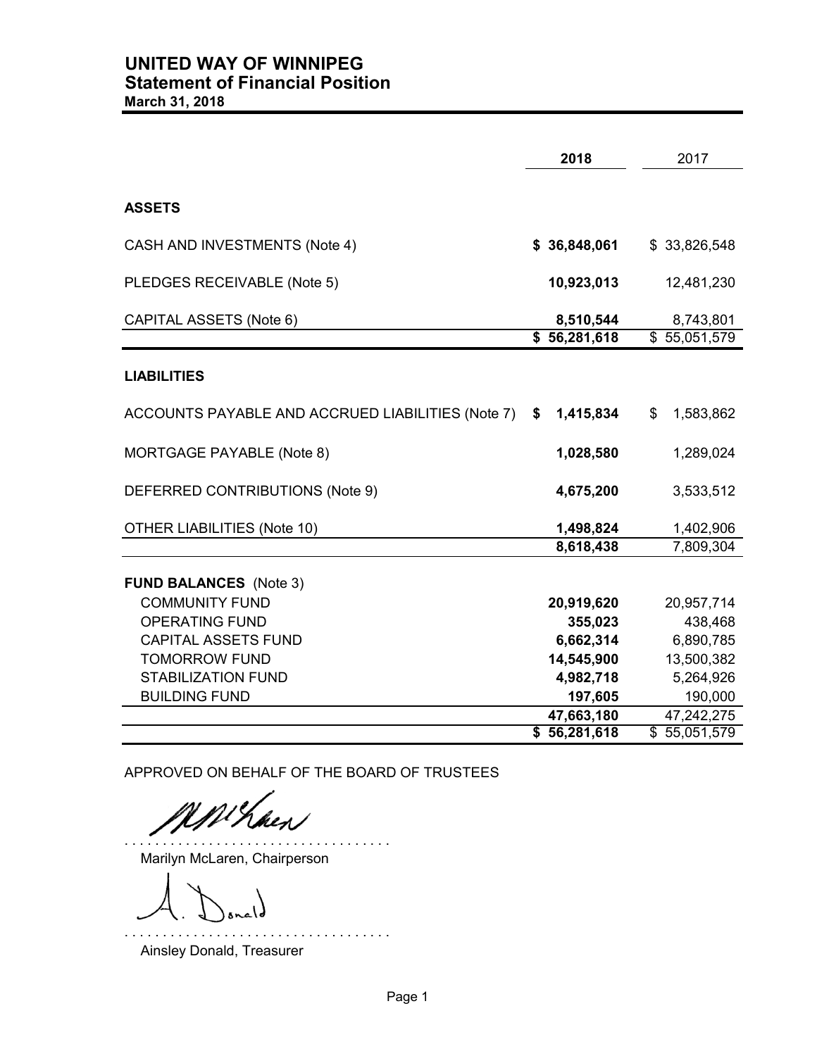# UNITED WAY OF WINNIPEG
## Statement of Financial Position
**March 31, 2018**

| | **2018** | 2017 |
|---|---|---|
| **ASSETS** | | |
| CASH AND INVESTMENTS (Note 4) | **$ 36,848,061** | $ 33,826,548 |
| PLEDGES RECEIVABLE (Note 5) | **10,923,013** | 12,481,230 |
| CAPITAL ASSETS (Note 6) | **8,510,544** | 8,743,801 |
| | **$ 56,281,618** | $ 55,051,579 |
| **LIABILITIES** | | |
| ACCOUNTS PAYABLE AND ACCRUED LIABILITIES (Note 7) | **$ 1,415,834** | $ 1,583,862 |
| MORTGAGE PAYABLE (Note 8) | **1,028,580** | 1,289,024 |
| DEFERRED CONTRIBUTIONS (Note 9) | **4,675,200** | 3,533,512 |
| OTHER LIABILITIES (Note 10) | **1,498,824** | 1,402,906 |
| | **8,618,438** | 7,809,304 |
| **FUND BALANCES** (Note 3) | | |
| COMMUNITY FUND | **20,919,620** | 20,957,714 |
| OPERATING FUND | **355,023** | 438,468 |
| CAPITAL ASSETS FUND | **6,662,314** | 6,890,785 |
| TOMORROW FUND | **14,545,900** | 13,500,382 |
| STABILIZATION FUND | **4,982,718** | 5,264,926 |
| BUILDING FUND | **197,605** | 190,000 |
| | **47,663,180** | 47,242,275 |
| | **$ 56,281,618** | $ 55,051,579 |

APPROVED ON BEHALF OF THE BOARD OF TRUSTEES

. . . . . . . . . . . . . . . . . . . . . . . . . . . . . . . . . . .

Marilyn McLaren, Chairperson

. . . . . . . . . . . . . . . . . . . . . . . . . . . . . . . . . . .

Ainsley Donald, Treasurer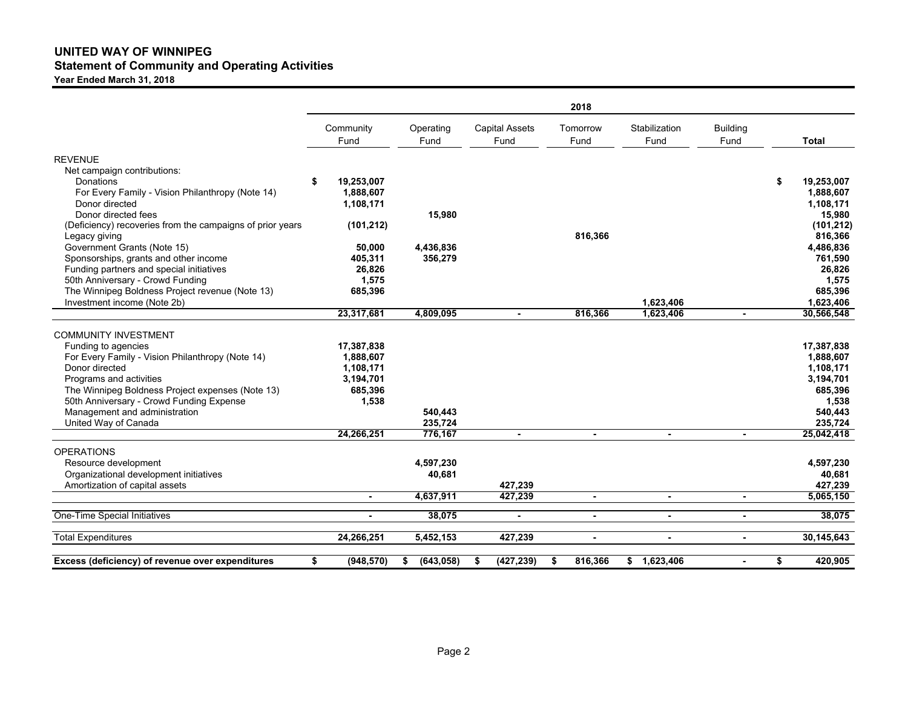# UNITED WAY OF WINNIPEG
## Statement of Community and Operating Activities
**Year Ended March 31, 2018**

| | 2018 | | | | | | |
|---|---|---|---|---|---|---|---|
| | Community Fund | Operating Fund | Capital Assets Fund | Tomorrow Fund | Stabilization Fund | Building Fund | Total |
| **REVENUE** | | | | | | | |
| Net campaign contributions: | | | | | | | |
| Donations | $ 19,253,007 | | | | | | $ 19,253,007 |
| For Every Family - Vision Philanthropy (Note 14) | 1,888,607 | | | | | | 1,888,607 |
| Donor directed | 1,108,171 | | | | | | 1,108,171 |
| Donor directed fees | | 15,980 | | | | | 15,980 |
| (Deficiency) recoveries from the campaigns of prior years | (101,212) | | | | | | (101,212) |
| Legacy giving | | | | 816,366 | | | 816,366 |
| Government Grants (Note 15) | 50,000 | 4,436,836 | | | | | 4,486,836 |
| Sponsorships, grants and other income | 405,311 | 356,279 | | | | | 761,590 |
| Funding partners and special initiatives | 26,826 | | | | | | 26,826 |
| 50th Anniversary - Crowd Funding | 1,575 | | | | | | 1,575 |
| The Winnipeg Boldness Project revenue (Note 13) | 685,396 | | | | | | 685,396 |
| Investment income (Note 2b) | | | | | 1,623,406 | | 1,623,406 |
| | 23,317,681 | 4,809,095 | - | 816,366 | 1,623,406 | - | 30,566,548 |
| **COMMUNITY INVESTMENT** | | | | | | | |
| Funding to agencies | 17,387,838 | | | | | | 17,387,838 |
| For Every Family - Vision Philanthropy (Note 14) | 1,888,607 | | | | | | 1,888,607 |
| Donor directed | 1,108,171 | | | | | | 1,108,171 |
| Programs and activities | 3,194,701 | | | | | | 3,194,701 |
| The Winnipeg Boldness Project expenses (Note 13) | 685,396 | | | | | | 685,396 |
| 50th Anniversary - Crowd Funding Expense | 1,538 | | | | | | 1,538 |
| Management and administration | | 540,443 | | | | | 540,443 |
| United Way of Canada | | 235,724 | | | | | 235,724 |
| | 24,266,251 | 776,167 | - | - | - | - | 25,042,418 |
| **OPERATIONS** | | | | | | | |
| Resource development | | 4,597,230 | | | | | 4,597,230 |
| Organizational development initiatives | | 40,681 | | | | | 40,681 |
| Amortization of capital assets | | | 427,239 | | | | 427,239 |
| | - | 4,637,911 | 427,239 | - | - | - | 5,065,150 |
| One-Time Special Initiatives | - | 38,075 | - | - | - | - | 38,075 |
| Total Expenditures | 24,266,251 | 5,452,153 | 427,239 | - | - | - | 30,145,643 |
| **Excess (deficiency) of revenue over expenditures** | $ (948,570) | $ (643,058) | $ (427,239) | $ 816,366 | $ 1,623,406 | - | $ 420,905 |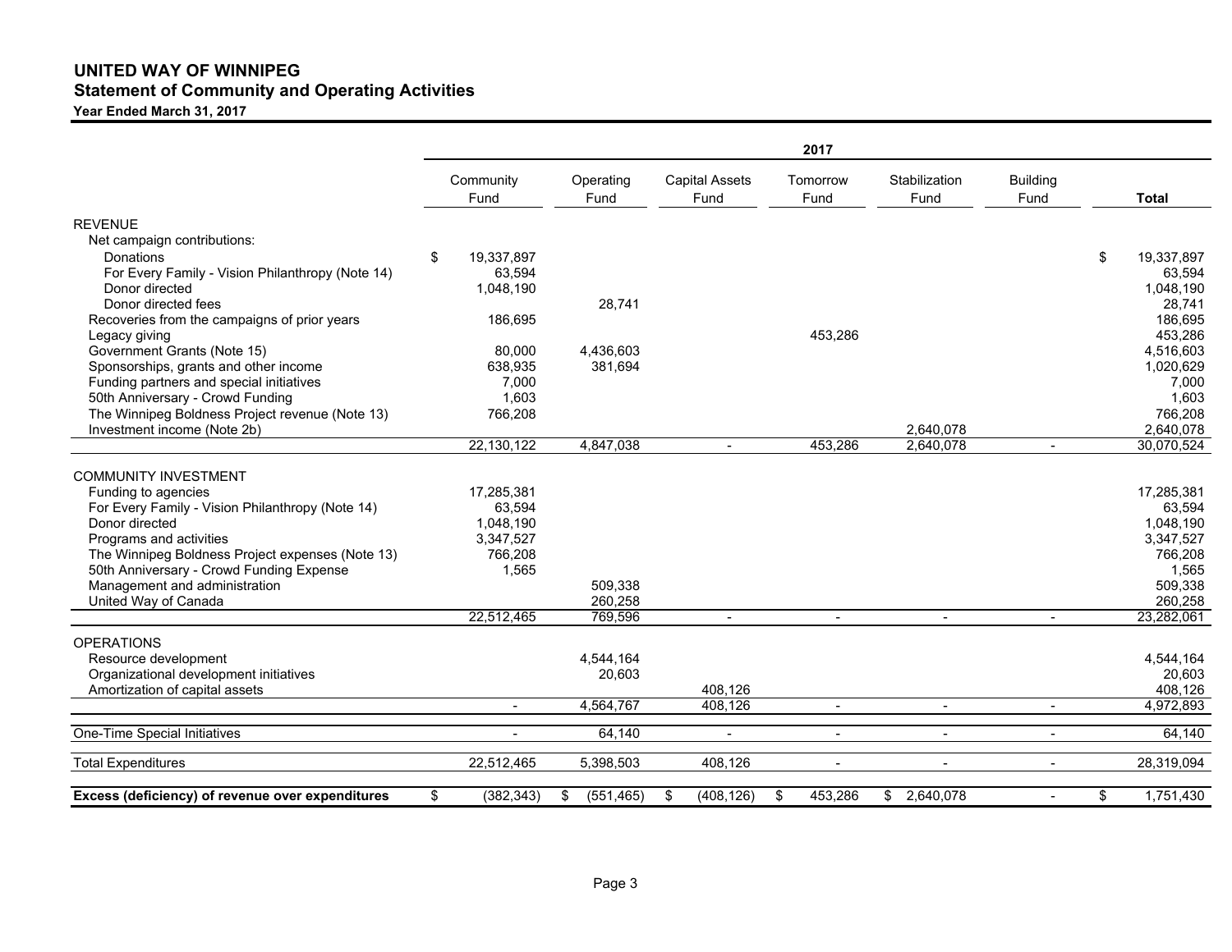# UNITED WAY OF WINNIPEG

## Statement of Community and Operating Activities

**Year Ended March 31, 2017**

| | 2017 | | | | | | |
|---|---|---|---|---|---|---|---|
| | Community Fund | Operating Fund | Capital Assets Fund | Tomorrow Fund | Stabilization Fund | Building Fund | Total |
| **REVENUE** | | | | | | | |
| Net campaign contributions: | | | | | | | |
| Donations | $ 19,337,897 | | | | | | $ 19,337,897 |
| For Every Family - Vision Philanthropy (Note 14) | 63,594 | | | | | | 63,594 |
| Donor directed | 1,048,190 | | | | | | 1,048,190 |
| Donor directed fees | | 28,741 | | | | | 28,741 |
| Recoveries from the campaigns of prior years | 186,695 | | | | | | 186,695 |
| Legacy giving | | | | 453,286 | | | 453,286 |
| Government Grants (Note 15) | 80,000 | 4,436,603 | | | | | 4,516,603 |
| Sponsorships, grants and other income | 638,935 | 381,694 | | | | | 1,020,629 |
| Funding partners and special initiatives | 7,000 | | | | | | 7,000 |
| 50th Anniversary - Crowd Funding | 1,603 | | | | | | 1,603 |
| The Winnipeg Boldness Project revenue (Note 13) | 766,208 | | | | | | 766,208 |
| Investment income (Note 2b) | | | | | 2,640,078 | | 2,640,078 |
| | 22,130,122 | 4,847,038 | - | 453,286 | 2,640,078 | - | 30,070,524 |
| **COMMUNITY INVESTMENT** | | | | | | | |
| Funding to agencies | 17,285,381 | | | | | | 17,285,381 |
| For Every Family - Vision Philanthropy (Note 14) | 63,594 | | | | | | 63,594 |
| Donor directed | 1,048,190 | | | | | | 1,048,190 |
| Programs and activities | 3,347,527 | | | | | | 3,347,527 |
| The Winnipeg Boldness Project expenses (Note 13) | 766,208 | | | | | | 766,208 |
| 50th Anniversary - Crowd Funding Expense | 1,565 | | | | | | 1,565 |
| Management and administration | | 509,338 | | | | | 509,338 |
| United Way of Canada | | 260,258 | | | | | 260,258 |
| | 22,512,465 | 769,596 | - | - | - | - | 23,282,061 |
| **OPERATIONS** | | | | | | | |
| Resource development | | 4,544,164 | | | | | 4,544,164 |
| Organizational development initiatives | | 20,603 | | | | | 20,603 |
| Amortization of capital assets | | | 408,126 | | | | 408,126 |
| | - | 4,564,767 | 408,126 | - | - | - | 4,972,893 |
| One-Time Special Initiatives | - | 64,140 | - | - | - | - | 64,140 |
| Total Expenditures | 22,512,465 | 5,398,503 | 408,126 | - | - | - | 28,319,094 |
| **Excess (deficiency) of revenue over expenditures** | $ (382,343) | $ (551,465) | $ (408,126) | $ 453,286 | $ 2,640,078 | - | $ 1,751,430 |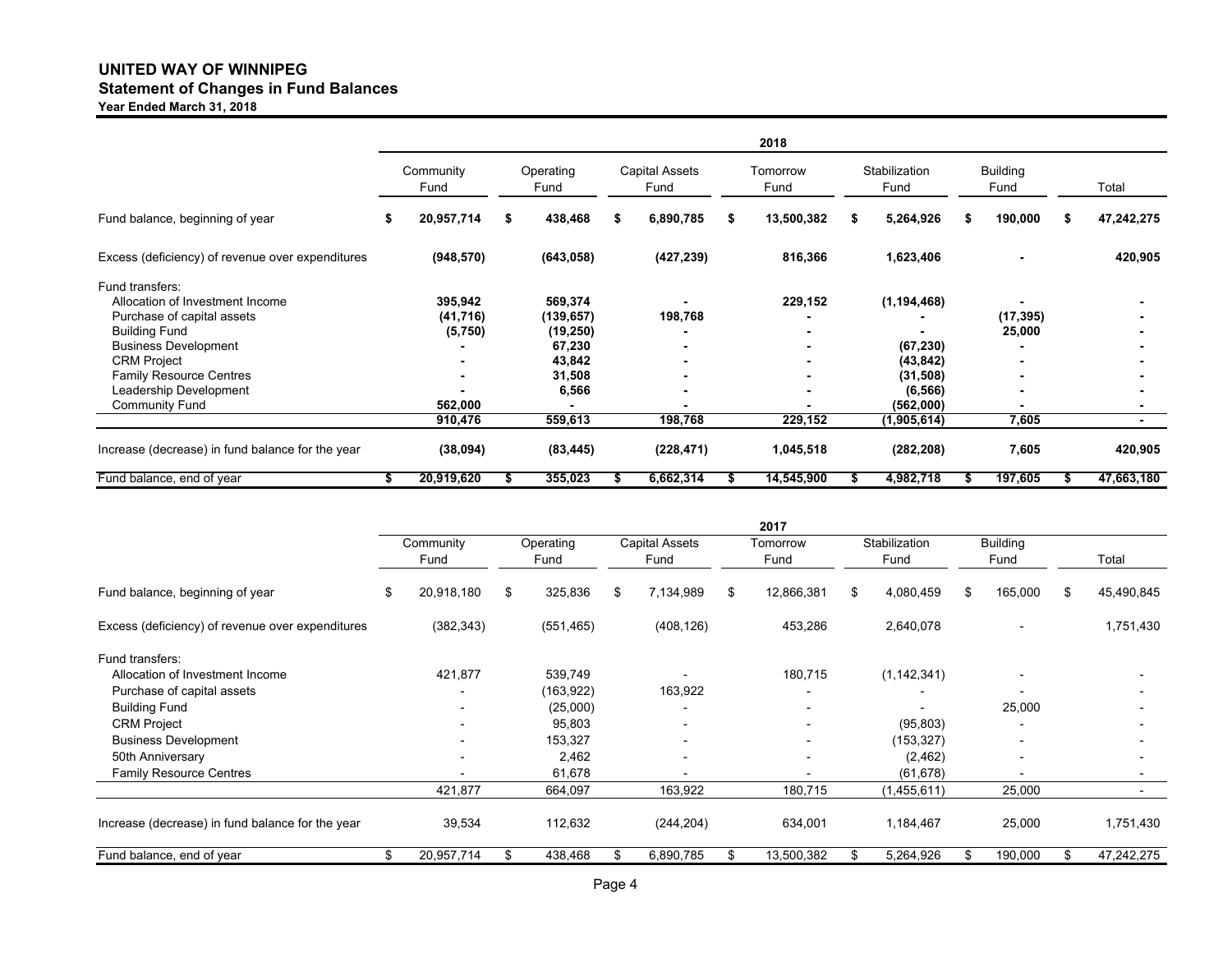# UNITED WAY OF WINNIPEG

## Statement of Changes in Fund Balances

### Year Ended March 31, 2018

| | 2018 | | | | | | |
|---|---|---|---|---|---|---|---|
| | Community Fund | Operating Fund | Capital Assets Fund | Tomorrow Fund | Stabilization Fund | Building Fund | Total |
| Fund balance, beginning of year | $ 20,957,714 | $ 438,468 | $ 6,890,785 | $ 13,500,382 | $ 5,264,926 | $ 190,000 | $ 47,242,275 |
| Excess (deficiency) of revenue over expenditures | (948,570) | (643,058) | (427,239) | 816,366 | 1,623,406 | - | 420,905 |
| Fund transfers: | | | | | | | |
| Allocation of Investment Income | 395,942 | 569,374 | - | 229,152 | (1,194,468) | - | - |
| Purchase of capital assets | (41,716) | (139,657) | 198,768 | - | - | (17,395) | - |
| Building Fund | (5,750) | (19,250) | - | - | - | 25,000 | - |
| Business Development | - | 67,230 | - | - | (67,230) | - | - |
| CRM Project | - | 43,842 | - | - | (43,842) | - | - |
| Family Resource Centres | - | 31,508 | - | - | (31,508) | - | - |
| Leadership Development | - | 6,566 | - | - | (6,566) | - | - |
| Community Fund | 562,000 | - | - | - | (562,000) | - | - |
| | 910,476 | 559,613 | 198,768 | 229,152 | (1,905,614) | 7,605 | - |
| Increase (decrease) in fund balance for the year | (38,094) | (83,445) | (228,471) | 1,045,518 | (282,208) | 7,605 | 420,905 |
| Fund balance, end of year | $ 20,919,620 | $ 355,023 | $ 6,662,314 | $ 14,545,900 | $ 4,982,718 | $ 197,605 | $ 47,663,180 |

| | 2017 | | | | | | |
|---|---|---|---|---|---|---|---|
| | Community Fund | Operating Fund | Capital Assets Fund | Tomorrow Fund | Stabilization Fund | Building Fund | Total |
| Fund balance, beginning of year | $ 20,918,180 | $ 325,836 | $ 7,134,989 | $ 12,866,381 | $ 4,080,459 | $ 165,000 | $ 45,490,845 |
| Excess (deficiency) of revenue over expenditures | (382,343) | (551,465) | (408,126) | 453,286 | 2,640,078 | - | 1,751,430 |
| Fund transfers: | | | | | | | |
| Allocation of Investment Income | 421,877 | 539,749 | - | 180,715 | (1,142,341) | - | - |
| Purchase of capital assets | - | (163,922) | 163,922 | - | - | - | - |
| Building Fund | - | (25,000) | - | - | - | 25,000 | - |
| CRM Project | - | 95,803 | - | - | (95,803) | - | - |
| Business Development | - | 153,327 | - | - | (153,327) | - | - |
| 50th Anniversary | - | 2,462 | - | - | (2,462) | - | - |
| Family Resource Centres | - | 61,678 | - | - | (61,678) | - | - |
| | 421,877 | 664,097 | 163,922 | 180,715 | (1,455,611) | 25,000 | - |
| Increase (decrease) in fund balance for the year | 39,534 | 112,632 | (244,204) | 634,001 | 1,184,467 | 25,000 | 1,751,430 |
| Fund balance, end of year | $ 20,957,714 | $ 438,468 | $ 6,890,785 | $ 13,500,382 | $ 5,264,926 | $ 190,000 | $ 47,242,275 |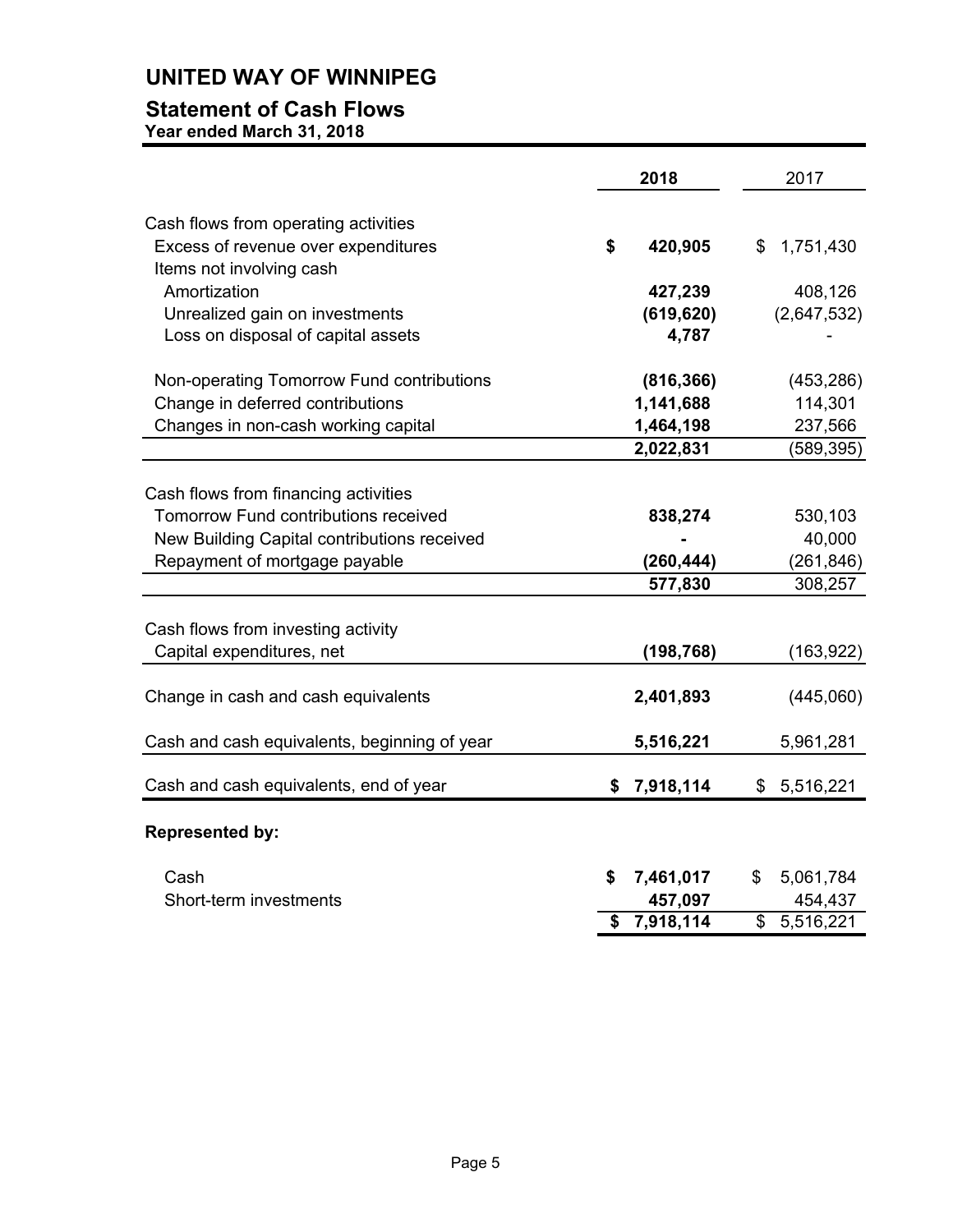# UNITED WAY OF WINNIPEG

## Statement of Cash Flows

**Year ended March 31, 2018**

| | 2018 | 2017 |
|---|---|---|
| Cash flows from operating activities | | |
| Excess of revenue over expenditures | $ 420,905 | $ 1,751,430 |
| Items not involving cash | | |
| Amortization | 427,239 | 408,126 |
| Unrealized gain on investments | (619,620) | (2,647,532) |
| Loss on disposal of capital assets | 4,787 | - |
| Non-operating Tomorrow Fund contributions | (816,366) | (453,286) |
| Change in deferred contributions | 1,141,688 | 114,301 |
| Changes in non-cash working capital | 1,464,198 | 237,566 |
| | 2,022,831 | (589,395) |
| Cash flows from financing activities | | |
| Tomorrow Fund contributions received | 838,274 | 530,103 |
| New Building Capital contributions received | - | 40,000 |
| Repayment of mortgage payable | (260,444) | (261,846) |
| | 577,830 | 308,257 |
| Cash flows from investing activity | | |
| Capital expenditures, net | (198,768) | (163,922) |
| Change in cash and cash equivalents | 2,401,893 | (445,060) |
| Cash and cash equivalents, beginning of year | 5,516,221 | 5,961,281 |
| Cash and cash equivalents, end of year | $ 7,918,114 | $ 5,516,221 |

**Represented by:**

| | 2018 | 2017 |
|---|---|---|
| Cash | $ 7,461,017 | $ 5,061,784 |
| Short-term investments | 457,097 | 454,437 |
| | $ 7,918,114 | $ 5,516,221 |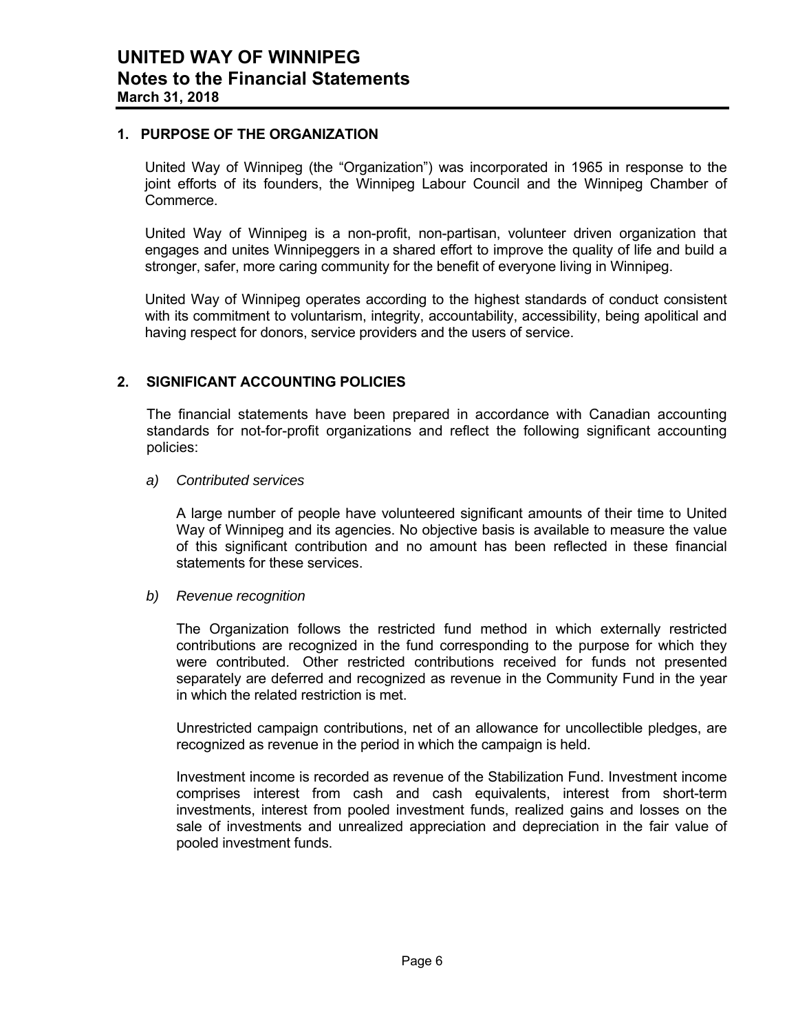# UNITED WAY OF WINNIPEG
## Notes to the Financial Statements
**March 31, 2018**

### 1. PURPOSE OF THE ORGANIZATION

United Way of Winnipeg (the "Organization") was incorporated in 1965 in response to the joint efforts of its founders, the Winnipeg Labour Council and the Winnipeg Chamber of Commerce.

United Way of Winnipeg is a non-profit, non-partisan, volunteer driven organization that engages and unites Winnipeggers in a shared effort to improve the quality of life and build a stronger, safer, more caring community for the benefit of everyone living in Winnipeg.

United Way of Winnipeg operates according to the highest standards of conduct consistent with its commitment to voluntarism, integrity, accountability, accessibility, being apolitical and having respect for donors, service providers and the users of service.

### 2. SIGNIFICANT ACCOUNTING POLICIES

The financial statements have been prepared in accordance with Canadian accounting standards for not-for-profit organizations and reflect the following significant accounting policies:

*a) Contributed services*

A large number of people have volunteered significant amounts of their time to United Way of Winnipeg and its agencies. No objective basis is available to measure the value of this significant contribution and no amount has been reflected in these financial statements for these services.

*b) Revenue recognition*

The Organization follows the restricted fund method in which externally restricted contributions are recognized in the fund corresponding to the purpose for which they were contributed. Other restricted contributions received for funds not presented separately are deferred and recognized as revenue in the Community Fund in the year in which the related restriction is met.

Unrestricted campaign contributions, net of an allowance for uncollectible pledges, are recognized as revenue in the period in which the campaign is held.

Investment income is recorded as revenue of the Stabilization Fund. Investment income comprises interest from cash and cash equivalents, interest from short-term investments, interest from pooled investment funds, realized gains and losses on the sale of investments and unrealized appreciation and depreciation in the fair value of pooled investment funds.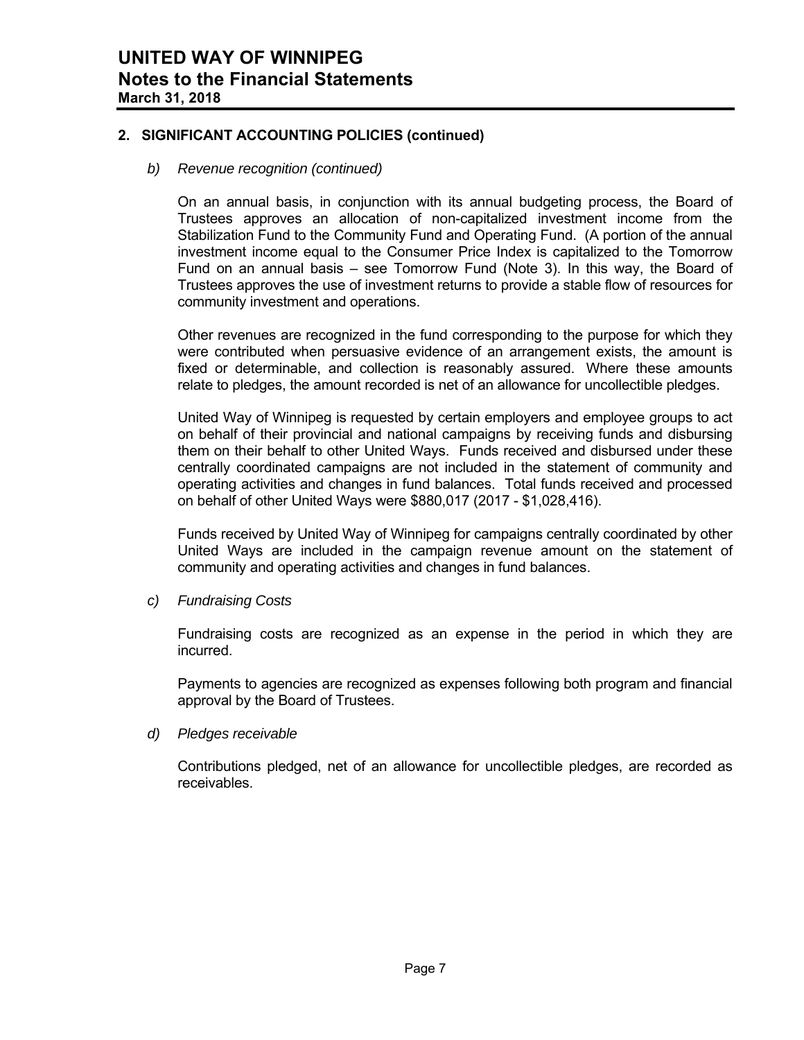## 2. SIGNIFICANT ACCOUNTING POLICIES (continued)

*b) Revenue recognition (continued)*

On an annual basis, in conjunction with its annual budgeting process, the Board of Trustees approves an allocation of non-capitalized investment income from the Stabilization Fund to the Community Fund and Operating Fund. (A portion of the annual investment income equal to the Consumer Price Index is capitalized to the Tomorrow Fund on an annual basis – see Tomorrow Fund (Note 3). In this way, the Board of Trustees approves the use of investment returns to provide a stable flow of resources for community investment and operations.

Other revenues are recognized in the fund corresponding to the purpose for which they were contributed when persuasive evidence of an arrangement exists, the amount is fixed or determinable, and collection is reasonably assured. Where these amounts relate to pledges, the amount recorded is net of an allowance for uncollectible pledges.

United Way of Winnipeg is requested by certain employers and employee groups to act on behalf of their provincial and national campaigns by receiving funds and disbursing them on their behalf to other United Ways. Funds received and disbursed under these centrally coordinated campaigns are not included in the statement of community and operating activities and changes in fund balances. Total funds received and processed on behalf of other United Ways were $880,017 (2017 - $1,028,416).

Funds received by United Way of Winnipeg for campaigns centrally coordinated by other United Ways are included in the campaign revenue amount on the statement of community and operating activities and changes in fund balances.

*c) Fundraising Costs*

Fundraising costs are recognized as an expense in the period in which they are incurred.

Payments to agencies are recognized as expenses following both program and financial approval by the Board of Trustees.

*d) Pledges receivable*

Contributions pledged, net of an allowance for uncollectible pledges, are recorded as receivables.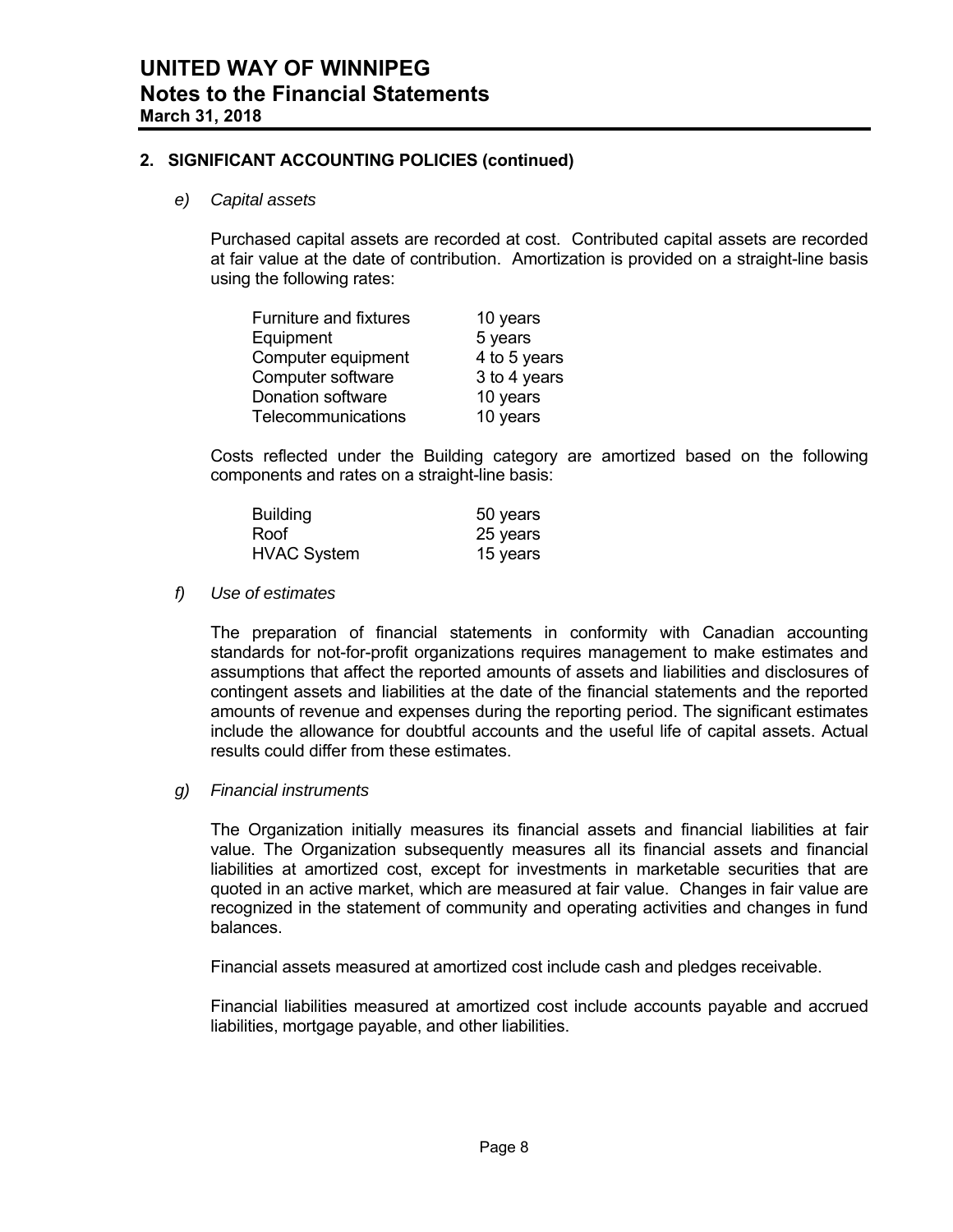## 2. SIGNIFICANT ACCOUNTING POLICIES (continued)

*e) Capital assets*

Purchased capital assets are recorded at cost. Contributed capital assets are recorded at fair value at the date of contribution. Amortization is provided on a straight-line basis using the following rates:

| | |
|---|---|
| Furniture and fixtures | 10 years |
| Equipment | 5 years |
| Computer equipment | 4 to 5 years |
| Computer software | 3 to 4 years |
| Donation software | 10 years |
| Telecommunications | 10 years |

Costs reflected under the Building category are amortized based on the following components and rates on a straight-line basis:

| | |
|---|---|
| Building | 50 years |
| Roof | 25 years |
| HVAC System | 15 years |

*f) Use of estimates*

The preparation of financial statements in conformity with Canadian accounting standards for not-for-profit organizations requires management to make estimates and assumptions that affect the reported amounts of assets and liabilities and disclosures of contingent assets and liabilities at the date of the financial statements and the reported amounts of revenue and expenses during the reporting period. The significant estimates include the allowance for doubtful accounts and the useful life of capital assets. Actual results could differ from these estimates.

*g) Financial instruments*

The Organization initially measures its financial assets and financial liabilities at fair value. The Organization subsequently measures all its financial assets and financial liabilities at amortized cost, except for investments in marketable securities that are quoted in an active market, which are measured at fair value. Changes in fair value are recognized in the statement of community and operating activities and changes in fund balances.

Financial assets measured at amortized cost include cash and pledges receivable.

Financial liabilities measured at amortized cost include accounts payable and accrued liabilities, mortgage payable, and other liabilities.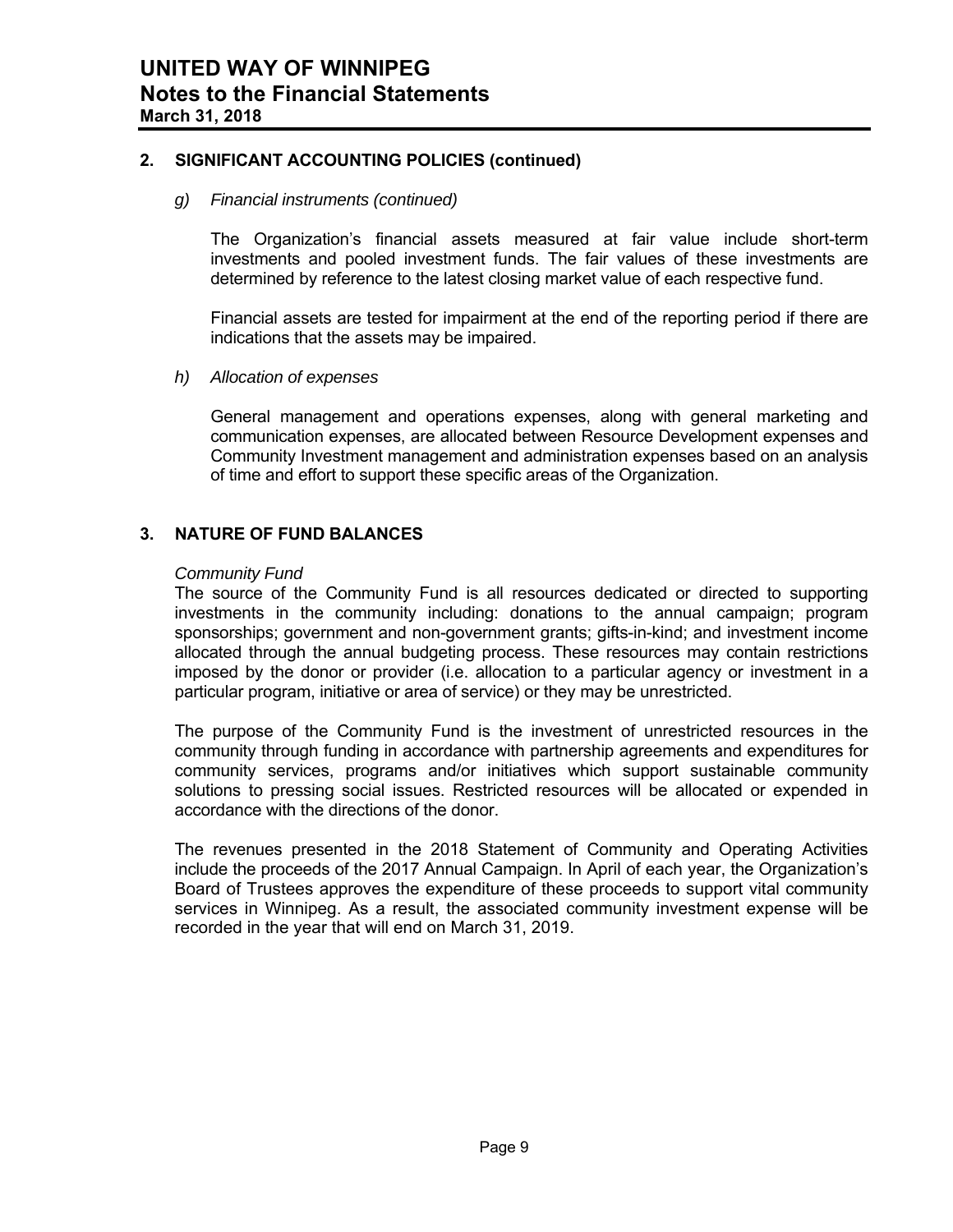## 2. SIGNIFICANT ACCOUNTING POLICIES (continued)

*g) Financial instruments (continued)*

The Organization's financial assets measured at fair value include short-term investments and pooled investment funds. The fair values of these investments are determined by reference to the latest closing market value of each respective fund.

Financial assets are tested for impairment at the end of the reporting period if there are indications that the assets may be impaired.

*h) Allocation of expenses*

General management and operations expenses, along with general marketing and communication expenses, are allocated between Resource Development expenses and Community Investment management and administration expenses based on an analysis of time and effort to support these specific areas of the Organization.

## 3. NATURE OF FUND BALANCES

*Community Fund*

The source of the Community Fund is all resources dedicated or directed to supporting investments in the community including: donations to the annual campaign; program sponsorships; government and non-government grants; gifts-in-kind; and investment income allocated through the annual budgeting process. These resources may contain restrictions imposed by the donor or provider (i.e. allocation to a particular agency or investment in a particular program, initiative or area of service) or they may be unrestricted.

The purpose of the Community Fund is the investment of unrestricted resources in the community through funding in accordance with partnership agreements and expenditures for community services, programs and/or initiatives which support sustainable community solutions to pressing social issues. Restricted resources will be allocated or expended in accordance with the directions of the donor.

The revenues presented in the 2018 Statement of Community and Operating Activities include the proceeds of the 2017 Annual Campaign. In April of each year, the Organization's Board of Trustees approves the expenditure of these proceeds to support vital community services in Winnipeg. As a result, the associated community investment expense will be recorded in the year that will end on March 31, 2019.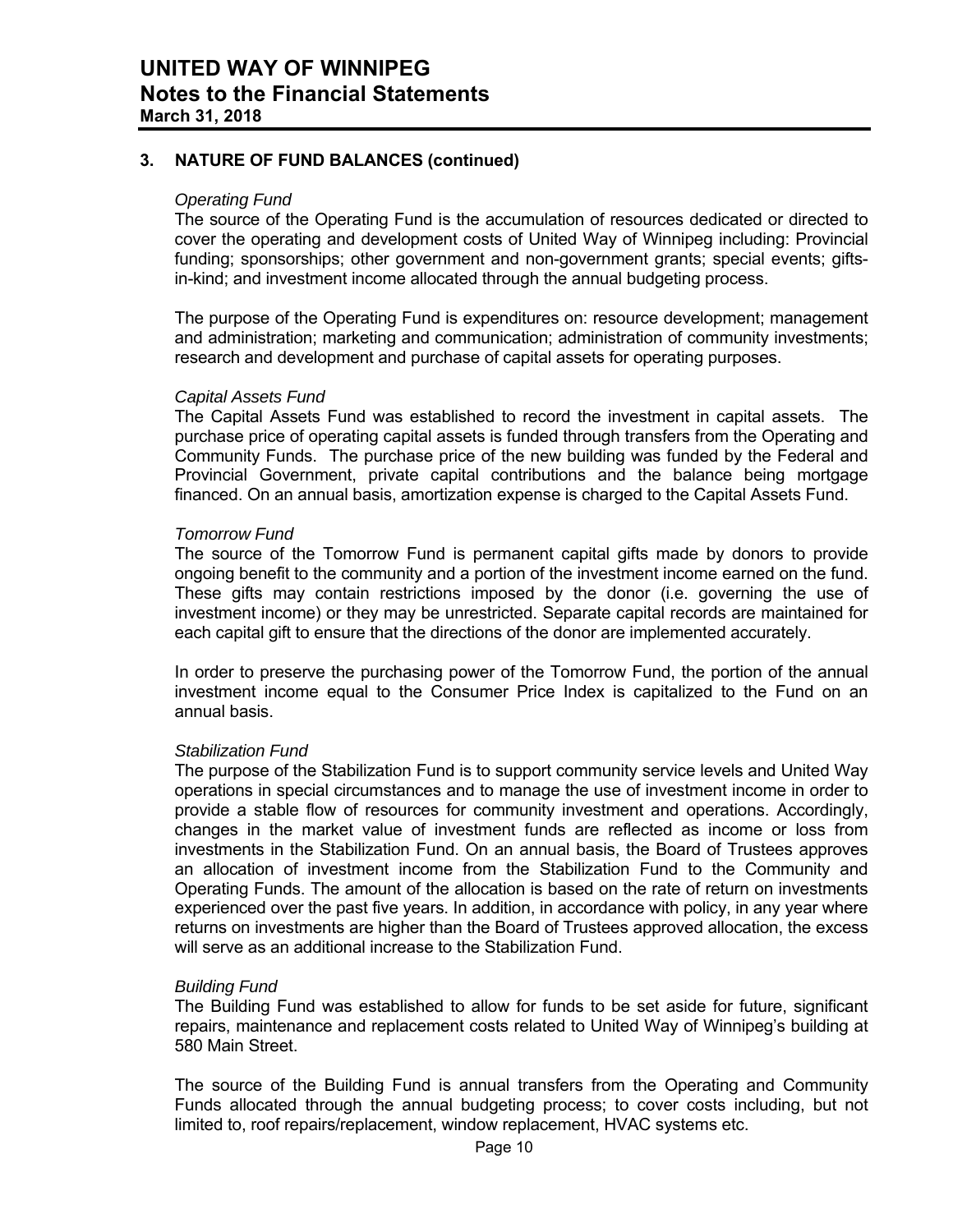## 3. NATURE OF FUND BALANCES (continued)

*Operating Fund*

The source of the Operating Fund is the accumulation of resources dedicated or directed to cover the operating and development costs of United Way of Winnipeg including: Provincial funding; sponsorships; other government and non-government grants; special events; gifts-in-kind; and investment income allocated through the annual budgeting process.

The purpose of the Operating Fund is expenditures on: resource development; management and administration; marketing and communication; administration of community investments; research and development and purchase of capital assets for operating purposes.

*Capital Assets Fund*

The Capital Assets Fund was established to record the investment in capital assets. The purchase price of operating capital assets is funded through transfers from the Operating and Community Funds. The purchase price of the new building was funded by the Federal and Provincial Government, private capital contributions and the balance being mortgage financed. On an annual basis, amortization expense is charged to the Capital Assets Fund.

*Tomorrow Fund*

The source of the Tomorrow Fund is permanent capital gifts made by donors to provide ongoing benefit to the community and a portion of the investment income earned on the fund. These gifts may contain restrictions imposed by the donor (i.e. governing the use of investment income) or they may be unrestricted. Separate capital records are maintained for each capital gift to ensure that the directions of the donor are implemented accurately.

In order to preserve the purchasing power of the Tomorrow Fund, the portion of the annual investment income equal to the Consumer Price Index is capitalized to the Fund on an annual basis.

*Stabilization Fund*

The purpose of the Stabilization Fund is to support community service levels and United Way operations in special circumstances and to manage the use of investment income in order to provide a stable flow of resources for community investment and operations. Accordingly, changes in the market value of investment funds are reflected as income or loss from investments in the Stabilization Fund. On an annual basis, the Board of Trustees approves an allocation of investment income from the Stabilization Fund to the Community and Operating Funds. The amount of the allocation is based on the rate of return on investments experienced over the past five years. In addition, in accordance with policy, in any year where returns on investments are higher than the Board of Trustees approved allocation, the excess will serve as an additional increase to the Stabilization Fund.

*Building Fund*

The Building Fund was established to allow for funds to be set aside for future, significant repairs, maintenance and replacement costs related to United Way of Winnipeg's building at 580 Main Street.

The source of the Building Fund is annual transfers from the Operating and Community Funds allocated through the annual budgeting process; to cover costs including, but not limited to, roof repairs/replacement, window replacement, HVAC systems etc.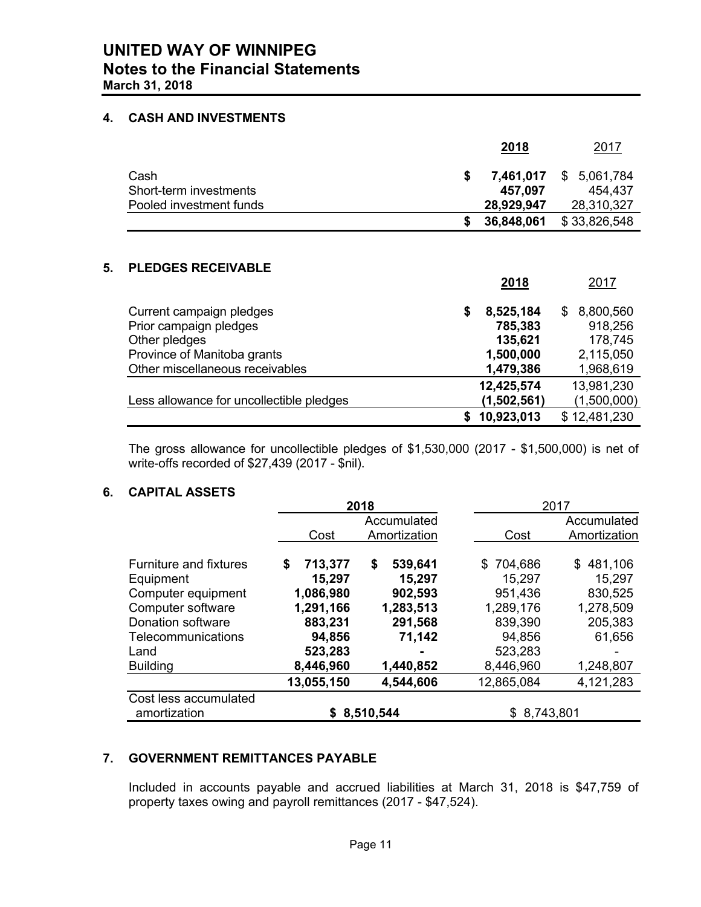# UNITED WAY OF WINNIPEG
## Notes to the Financial Statements
**March 31, 2018**

### 4. CASH AND INVESTMENTS

| | 2018 | 2017 |
|---|---|---|
| Cash | $ 7,461,017 | $ 5,061,784 |
| Short-term investments | 457,097 | 454,437 |
| Pooled investment funds | 28,929,947 | 28,310,327 |
| | $ 36,848,061 | $ 33,826,548 |

### 5. PLEDGES RECEIVABLE

| | 2018 | 2017 |
|---|---|---|
| Current campaign pledges | $ 8,525,184 | $ 8,800,560 |
| Prior campaign pledges | 785,383 | 918,256 |
| Other pledges | 135,621 | 178,745 |
| Province of Manitoba grants | 1,500,000 | 2,115,050 |
| Other miscellaneous receivables | 1,479,386 | 1,968,619 |
| | 12,425,574 | 13,981,230 |
| Less allowance for uncollectible pledges | (1,502,561) | (1,500,000) |
| | $ 10,923,013 | $ 12,481,230 |

The gross allowance for uncollectible pledges of $1,530,000 (2017 - $1,500,000) is net of write-offs recorded of $27,439 (2017 - $nil).

### 6. CAPITAL ASSETS

| | 2018 | | 2017 | |
|---|---|---|---|---|
| | Cost | Accumulated Amortization | Cost | Accumulated Amortization |
| Furniture and fixtures | $ 713,377 | $ 539,641 | $ 704,686 | $ 481,106 |
| Equipment | 15,297 | 15,297 | 15,297 | 15,297 |
| Computer equipment | 1,086,980 | 902,593 | 951,436 | 830,525 |
| Computer software | 1,291,166 | 1,283,513 | 1,289,176 | 1,278,509 |
| Donation software | 883,231 | 291,568 | 839,390 | 205,383 |
| Telecommunications | 94,856 | 71,142 | 94,856 | 61,656 |
| Land | 523,283 | - | 523,283 | - |
| Building | 8,446,960 | 1,440,852 | 8,446,960 | 1,248,807 |
| | 13,055,150 | 4,544,606 | 12,865,084 | 4,121,283 |
| Cost less accumulated amortization | $ 8,510,544 | | $ 8,743,801 | |

### 7. GOVERNMENT REMITTANCES PAYABLE

Included in accounts payable and accrued liabilities at March 31, 2018 is $47,759 of property taxes owing and payroll remittances (2017 - $47,524).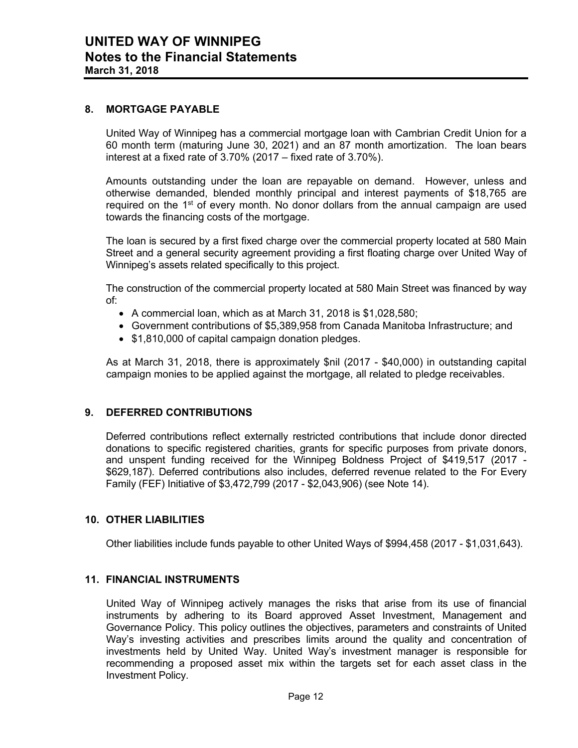## 8. MORTGAGE PAYABLE

United Way of Winnipeg has a commercial mortgage loan with Cambrian Credit Union for a 60 month term (maturing June 30, 2021) and an 87 month amortization. The loan bears interest at a fixed rate of 3.70% (2017 – fixed rate of 3.70%).

Amounts outstanding under the loan are repayable on demand. However, unless and otherwise demanded, blended monthly principal and interest payments of $18,765 are required on the 1st of every month. No donor dollars from the annual campaign are used towards the financing costs of the mortgage.

The loan is secured by a first fixed charge over the commercial property located at 580 Main Street and a general security agreement providing a first floating charge over United Way of Winnipeg's assets related specifically to this project.

The construction of the commercial property located at 580 Main Street was financed by way of:

- A commercial loan, which as at March 31, 2018 is $1,028,580;
- Government contributions of $5,389,958 from Canada Manitoba Infrastructure; and
- $1,810,000 of capital campaign donation pledges.

As at March 31, 2018, there is approximately $nil (2017 - $40,000) in outstanding capital campaign monies to be applied against the mortgage, all related to pledge receivables.

## 9. DEFERRED CONTRIBUTIONS

Deferred contributions reflect externally restricted contributions that include donor directed donations to specific registered charities, grants for specific purposes from private donors, and unspent funding received for the Winnipeg Boldness Project of $419,517 (2017 - $629,187). Deferred contributions also includes, deferred revenue related to the For Every Family (FEF) Initiative of $3,472,799 (2017 - $2,043,906) (see Note 14).

## 10. OTHER LIABILITIES

Other liabilities include funds payable to other United Ways of $994,458 (2017 - $1,031,643).

## 11. FINANCIAL INSTRUMENTS

United Way of Winnipeg actively manages the risks that arise from its use of financial instruments by adhering to its Board approved Asset Investment, Management and Governance Policy. This policy outlines the objectives, parameters and constraints of United Way's investing activities and prescribes limits around the quality and concentration of investments held by United Way. United Way's investment manager is responsible for recommending a proposed asset mix within the targets set for each asset class in the Investment Policy.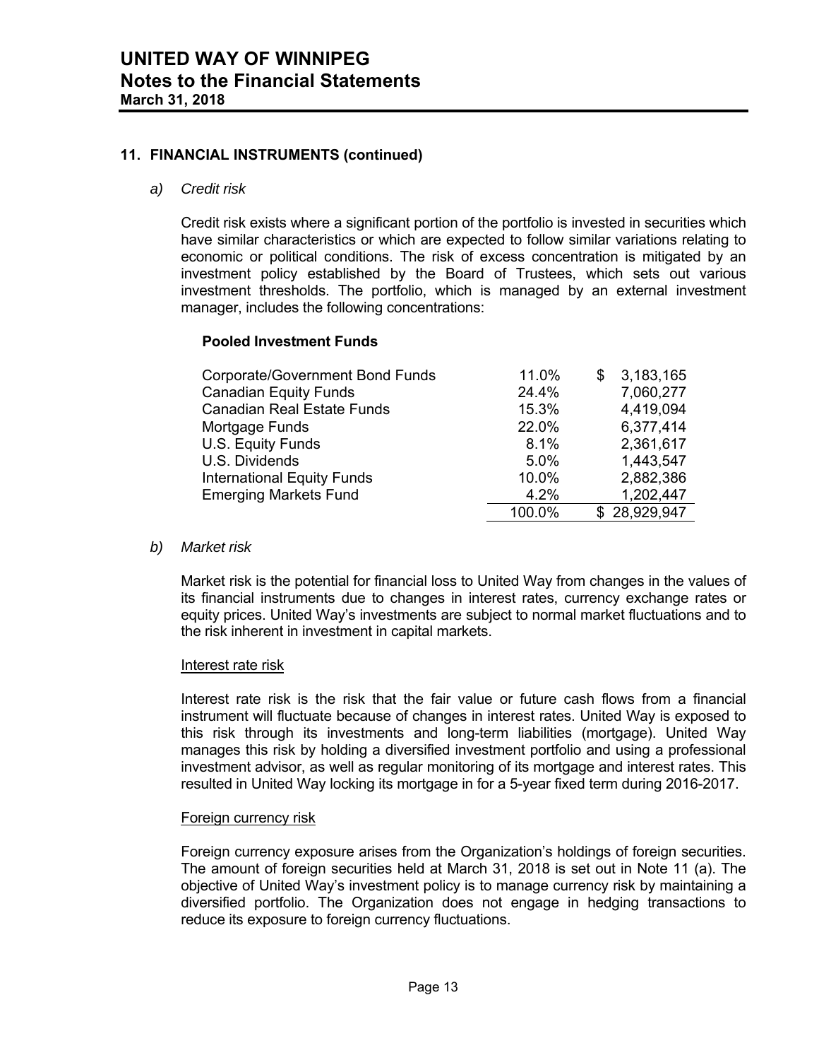## 11. FINANCIAL INSTRUMENTS (continued)

*a) Credit risk*

Credit risk exists where a significant portion of the portfolio is invested in securities which have similar characteristics or which are expected to follow similar variations relating to economic or political conditions. The risk of excess concentration is mitigated by an investment policy established by the Board of Trustees, which sets out various investment thresholds. The portfolio, which is managed by an external investment manager, includes the following concentrations:

**Pooled Investment Funds**

| | | |
|---|---|---|
| Corporate/Government Bond Funds | 11.0% | $ 3,183,165 |
| Canadian Equity Funds | 24.4% | 7,060,277 |
| Canadian Real Estate Funds | 15.3% | 4,419,094 |
| Mortgage Funds | 22.0% | 6,377,414 |
| U.S. Equity Funds | 8.1% | 2,361,617 |
| U.S. Dividends | 5.0% | 1,443,547 |
| International Equity Funds | 10.0% | 2,882,386 |
| Emerging Markets Fund | 4.2% | 1,202,447 |
| | 100.0% | $ 28,929,947 |

*b) Market risk*

Market risk is the potential for financial loss to United Way from changes in the values of its financial instruments due to changes in interest rates, currency exchange rates or equity prices. United Way's investments are subject to normal market fluctuations and to the risk inherent in investment in capital markets.

Interest rate risk

Interest rate risk is the risk that the fair value or future cash flows from a financial instrument will fluctuate because of changes in interest rates. United Way is exposed to this risk through its investments and long-term liabilities (mortgage). United Way manages this risk by holding a diversified investment portfolio and using a professional investment advisor, as well as regular monitoring of its mortgage and interest rates. This resulted in United Way locking its mortgage in for a 5-year fixed term during 2016-2017.

Foreign currency risk

Foreign currency exposure arises from the Organization's holdings of foreign securities. The amount of foreign securities held at March 31, 2018 is set out in Note 11 (a). The objective of United Way's investment policy is to manage currency risk by maintaining a diversified portfolio. The Organization does not engage in hedging transactions to reduce its exposure to foreign currency fluctuations.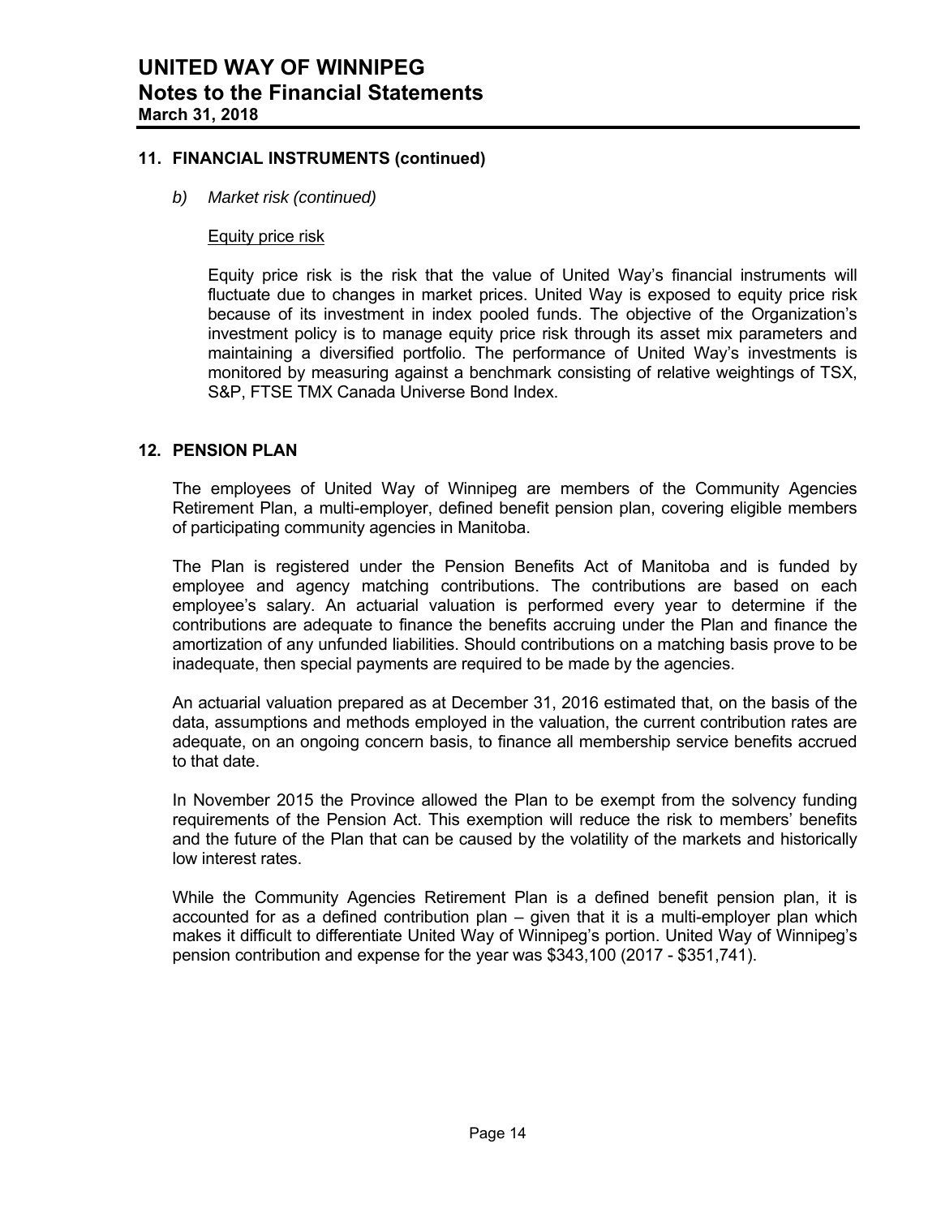## 11. FINANCIAL INSTRUMENTS (continued)

*b) Market risk (continued)*

Equity price risk

Equity price risk is the risk that the value of United Way's financial instruments will fluctuate due to changes in market prices. United Way is exposed to equity price risk because of its investment in index pooled funds. The objective of the Organization's investment policy is to manage equity price risk through its asset mix parameters and maintaining a diversified portfolio. The performance of United Way's investments is monitored by measuring against a benchmark consisting of relative weightings of TSX, S&P, FTSE TMX Canada Universe Bond Index.

## 12. PENSION PLAN

The employees of United Way of Winnipeg are members of the Community Agencies Retirement Plan, a multi-employer, defined benefit pension plan, covering eligible members of participating community agencies in Manitoba.

The Plan is registered under the Pension Benefits Act of Manitoba and is funded by employee and agency matching contributions. The contributions are based on each employee's salary. An actuarial valuation is performed every year to determine if the contributions are adequate to finance the benefits accruing under the Plan and finance the amortization of any unfunded liabilities. Should contributions on a matching basis prove to be inadequate, then special payments are required to be made by the agencies.

An actuarial valuation prepared as at December 31, 2016 estimated that, on the basis of the data, assumptions and methods employed in the valuation, the current contribution rates are adequate, on an ongoing concern basis, to finance all membership service benefits accrued to that date.

In November 2015 the Province allowed the Plan to be exempt from the solvency funding requirements of the Pension Act. This exemption will reduce the risk to members' benefits and the future of the Plan that can be caused by the volatility of the markets and historically low interest rates.

While the Community Agencies Retirement Plan is a defined benefit pension plan, it is accounted for as a defined contribution plan – given that it is a multi-employer plan which makes it difficult to differentiate United Way of Winnipeg's portion. United Way of Winnipeg's pension contribution and expense for the year was $343,100 (2017 - $351,741).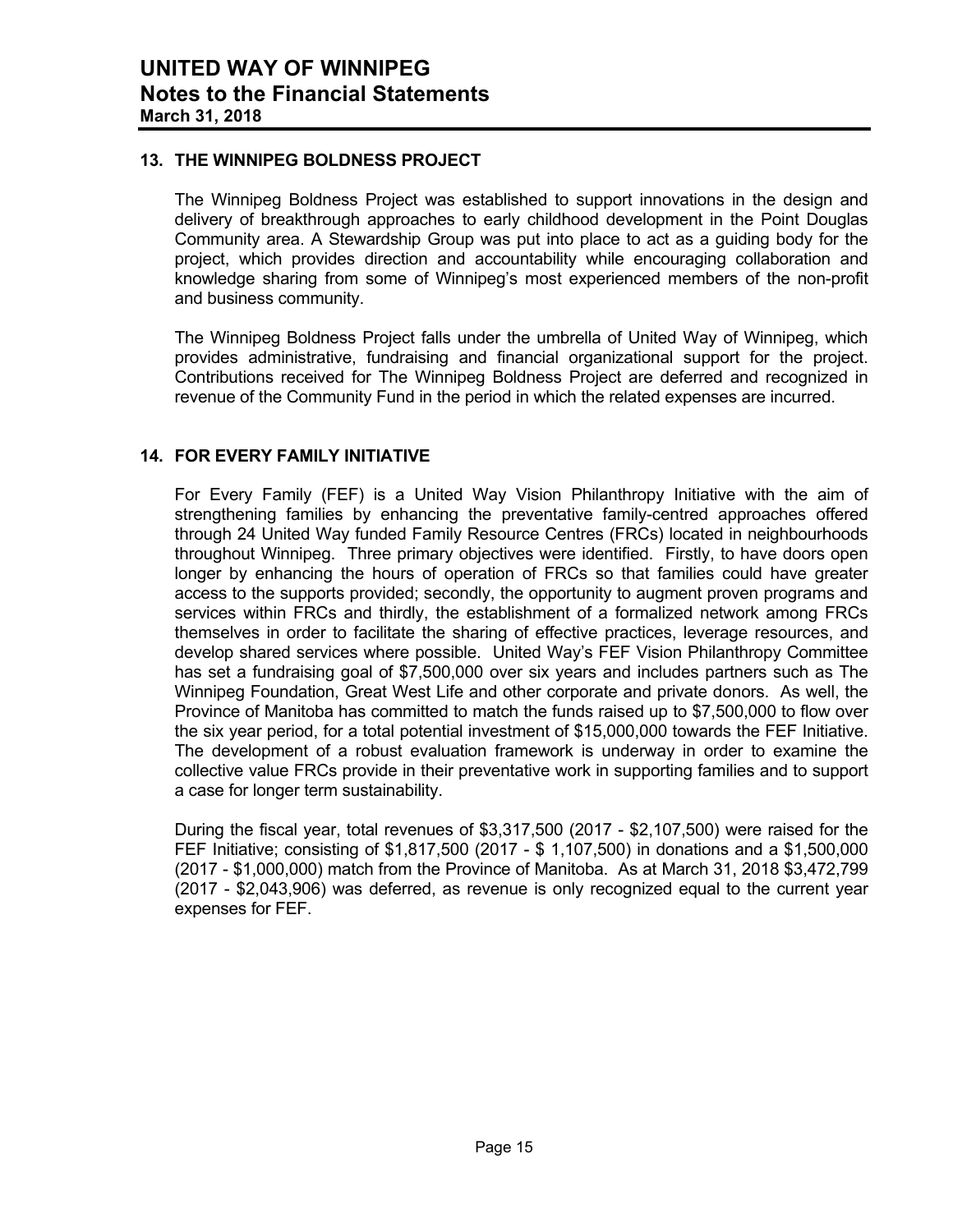## 13. THE WINNIPEG BOLDNESS PROJECT

The Winnipeg Boldness Project was established to support innovations in the design and delivery of breakthrough approaches to early childhood development in the Point Douglas Community area. A Stewardship Group was put into place to act as a guiding body for the project, which provides direction and accountability while encouraging collaboration and knowledge sharing from some of Winnipeg's most experienced members of the non-profit and business community.

The Winnipeg Boldness Project falls under the umbrella of United Way of Winnipeg, which provides administrative, fundraising and financial organizational support for the project. Contributions received for The Winnipeg Boldness Project are deferred and recognized in revenue of the Community Fund in the period in which the related expenses are incurred.

## 14. FOR EVERY FAMILY INITIATIVE

For Every Family (FEF) is a United Way Vision Philanthropy Initiative with the aim of strengthening families by enhancing the preventative family-centred approaches offered through 24 United Way funded Family Resource Centres (FRCs) located in neighbourhoods throughout Winnipeg. Three primary objectives were identified. Firstly, to have doors open longer by enhancing the hours of operation of FRCs so that families could have greater access to the supports provided; secondly, the opportunity to augment proven programs and services within FRCs and thirdly, the establishment of a formalized network among FRCs themselves in order to facilitate the sharing of effective practices, leverage resources, and develop shared services where possible. United Way's FEF Vision Philanthropy Committee has set a fundraising goal of $7,500,000 over six years and includes partners such as The Winnipeg Foundation, Great West Life and other corporate and private donors. As well, the Province of Manitoba has committed to match the funds raised up to $7,500,000 to flow over the six year period, for a total potential investment of $15,000,000 towards the FEF Initiative. The development of a robust evaluation framework is underway in order to examine the collective value FRCs provide in their preventative work in supporting families and to support a case for longer term sustainability.

During the fiscal year, total revenues of $3,317,500 (2017 - $2,107,500) were raised for the FEF Initiative; consisting of $1,817,500 (2017 - $ 1,107,500) in donations and a $1,500,000 (2017 - $1,000,000) match from the Province of Manitoba. As at March 31, 2018 $3,472,799 (2017 - $2,043,906) was deferred, as revenue is only recognized equal to the current year expenses for FEF.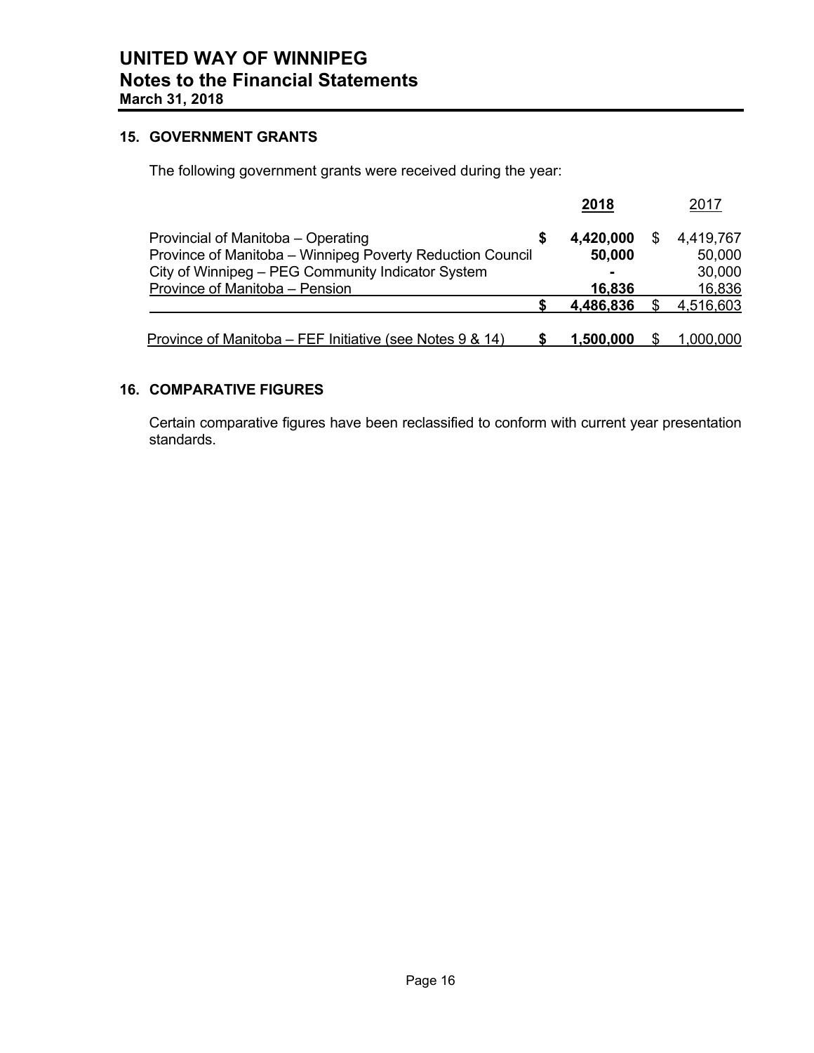# UNITED WAY OF WINNIPEG
## Notes to the Financial Statements
**March 31, 2018**

### 15. GOVERNMENT GRANTS

The following government grants were received during the year:

| | 2018 | 2017 |
|---|---|---|
| Provincial of Manitoba – Operating | **$ 4,420,000** | $ 4,419,767 |
| Province of Manitoba – Winnipeg Poverty Reduction Council | **50,000** | 50,000 |
| City of Winnipeg – PEG Community Indicator System | **-** | 30,000 |
| Province of Manitoba – Pension | **16,836** | 16,836 |
| | **$ 4,486,836** | $ 4,516,603 |
| Province of Manitoba – FEF Initiative (see Notes 9 & 14) | **$ 1,500,000** | $ 1,000,000 |

### 16. COMPARATIVE FIGURES

Certain comparative figures have been reclassified to conform with current year presentation standards.